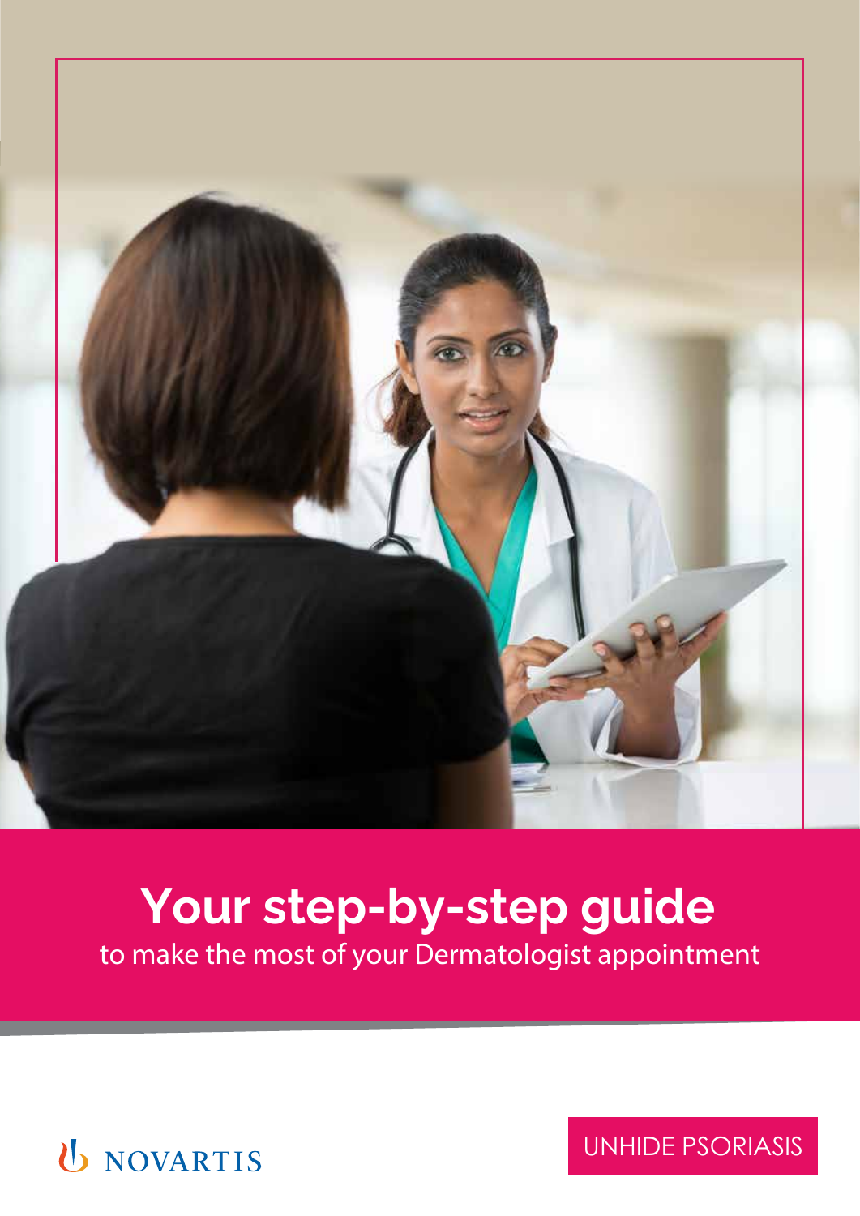# Your step-by-step guide

to make the most of your Dermatologist appointment

NOVARTIS

UNHIDE PSORIASIS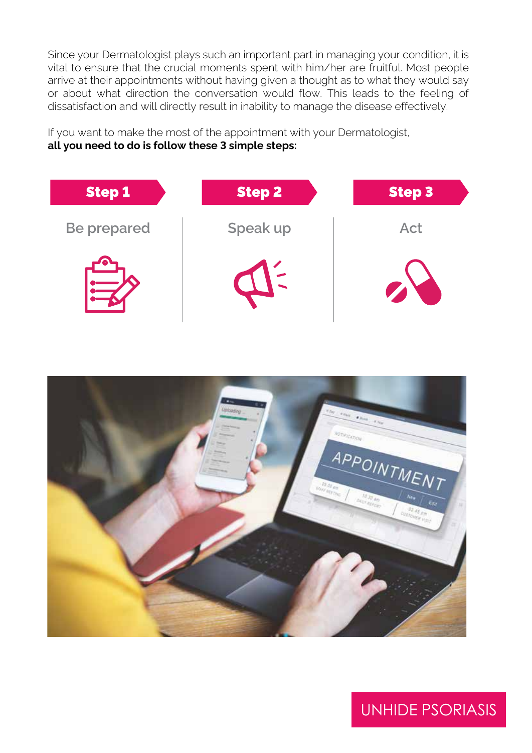Since your Dermatologist plays such an important part in managing your condition, it is vital to ensure that the crucial moments spent with him/her are fruitful. Most people arrive at their appointments without having given a thought as to what they would say or about what direction the conversation would flow. This leads to the feeling of dissatisfaction and will directly result in inability to manage the disease effectively.

If you want to make the most of the appointment with your Dermatologist,
**all you need to do is follow these 3 simple steps:**

**Step 1**

Be prepared

**Step 2**

Speak up

**Step 3**

Act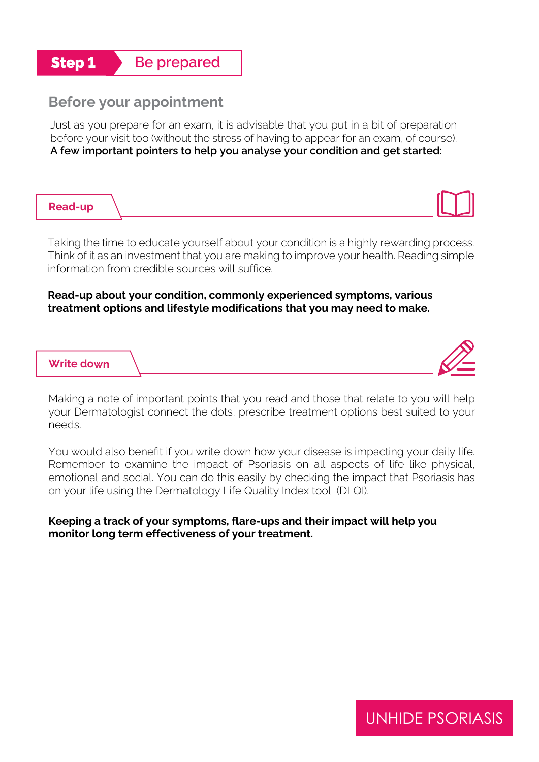# Step 1 Be prepared

## Before your appointment

Just as you prepare for an exam, it is advisable that you put in a bit of preparation before your visit too (without the stress of having to appear for an exam, of course).
**A few important pointers to help you analyse your condition and get started:**

### Read-up

Taking the time to educate yourself about your condition is a highly rewarding process. Think of it as an investment that you are making to improve your health. Reading simple information from credible sources will suffice.

**Read-up about your condition, commonly experienced symptoms, various treatment options and lifestyle modifications that you may need to make.**

### Write down

Making a note of important points that you read and those that relate to you will help your Dermatologist connect the dots, prescribe treatment options best suited to your needs.

You would also benefit if you write down how your disease is impacting your daily life. Remember to examine the impact of Psoriasis on all aspects of life like physical, emotional and social. You can do this easily by checking the impact that Psoriasis has on your life using the Dermatology Life Quality Index tool (DLQI).

**Keeping a track of your symptoms, flare-ups and their impact will help you monitor long term effectiveness of your treatment.**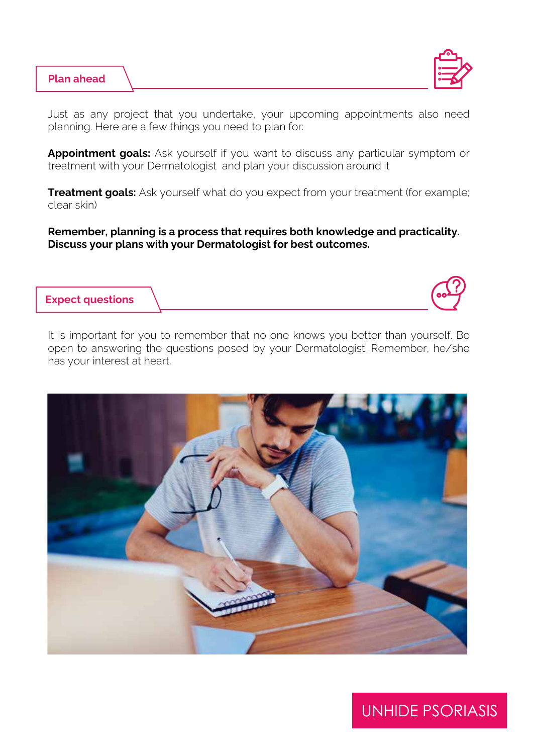## Plan ahead

Just as any project that you undertake, your upcoming appointments also need planning. Here are a few things you need to plan for:

**Appointment goals:** Ask yourself if you want to discuss any particular symptom or treatment with your Dermatologist and plan your discussion around it

**Treatment goals:** Ask yourself what do you expect from your treatment (for example; clear skin)

**Remember, planning is a process that requires both knowledge and practicality. Discuss your plans with your Dermatologist for best outcomes.**

## Expect questions

It is important for you to remember that no one knows you better than yourself. Be open to answering the questions posed by your Dermatologist. Remember, he/she has your interest at heart.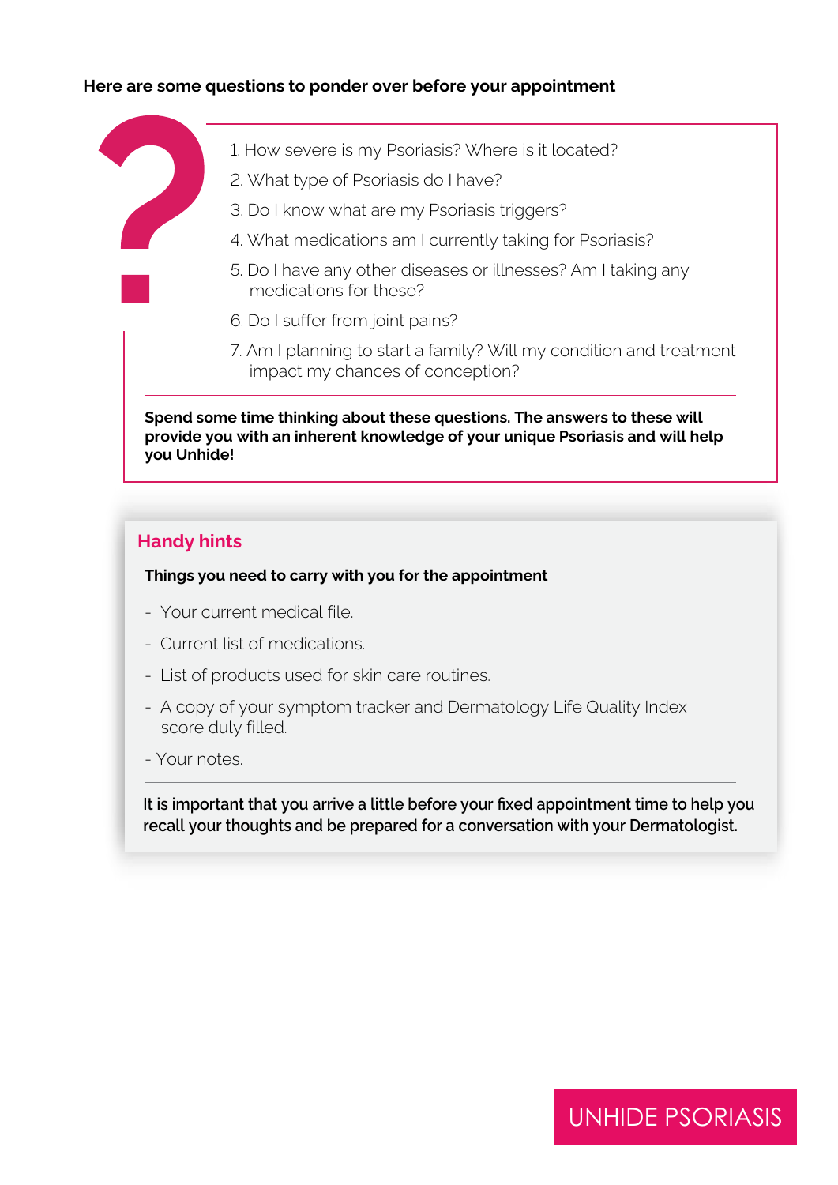**Here are some questions to ponder over before your appointment**

1. How severe is my Psoriasis? Where is it located?
2. What type of Psoriasis do I have?
3. Do I know what are my Psoriasis triggers?
4. What medications am I currently taking for Psoriasis?
5. Do I have any other diseases or illnesses? Am I taking any medications for these?
6. Do I suffer from joint pains?
7. Am I planning to start a family? Will my condition and treatment impact my chances of conception?

**Spend some time thinking about these questions. The answers to these will provide you with an inherent knowledge of your unique Psoriasis and will help you Unhide!**

## Handy hints

**Things you need to carry with you for the appointment**

- Your current medical file.
- Current list of medications.
- List of products used for skin care routines.
- A copy of your symptom tracker and Dermatology Life Quality Index score duly filled.
- Your notes.

It is important that you arrive a little before your fixed appointment time to help you recall your thoughts and be prepared for a conversation with your Dermatologist.

UNHIDE PSORIASIS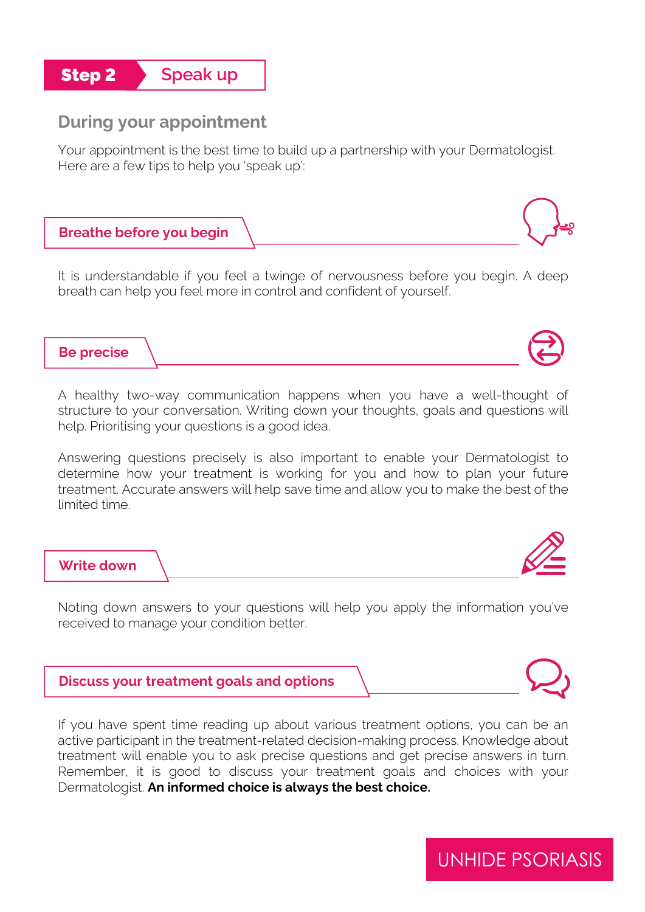## Step 2 Speak up

### During your appointment

Your appointment is the best time to build up a partnership with your Dermatologist. Here are a few tips to help you 'speak up':

#### Breathe before you begin

It is understandable if you feel a twinge of nervousness before you begin. A deep breath can help you feel more in control and confident of yourself.

#### Be precise

A healthy two-way communication happens when you have a well-thought of structure to your conversation. Writing down your thoughts, goals and questions will help. Prioritising your questions is a good idea.

Answering questions precisely is also important to enable your Dermatologist to determine how your treatment is working for you and how to plan your future treatment. Accurate answers will help save time and allow you to make the best of the limited time.

#### Write down

Noting down answers to your questions will help you apply the information you've received to manage your condition better.

#### Discuss your treatment goals and options

If you have spent time reading up about various treatment options, you can be an active participant in the treatment-related decision-making process. Knowledge about treatment will enable you to ask precise questions and get precise answers in turn. Remember, it is good to discuss your treatment goals and choices with your Dermatologist. **An informed choice is always the best choice.**

UNHIDE PSORIASIS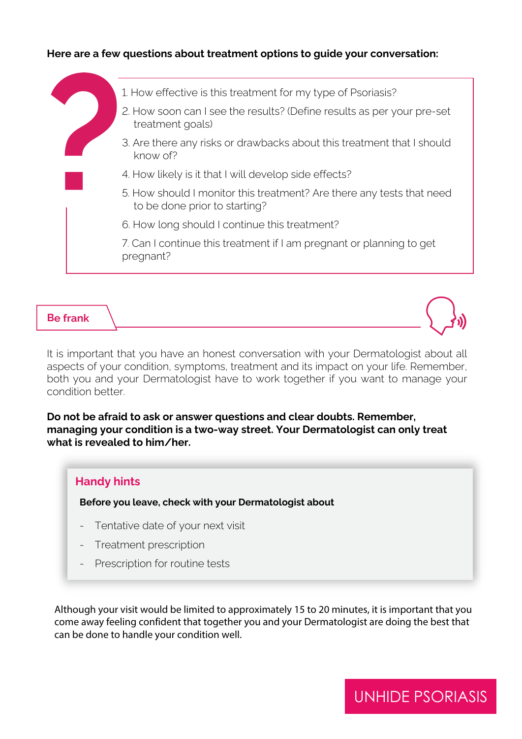**Here are a few questions about treatment options to guide your conversation:**

1. How effective is this treatment for my type of Psoriasis?
2. How soon can I see the results? (Define results as per your pre-set treatment goals)
3. Are there any risks or drawbacks about this treatment that I should know of?
4. How likely is it that I will develop side effects?
5. How should I monitor this treatment? Are there any tests that need to be done prior to starting?
6. How long should I continue this treatment?
7. Can I continue this treatment if I am pregnant or planning to get pregnant?

## Be frank

It is important that you have an honest conversation with your Dermatologist about all aspects of your condition, symptoms, treatment and its impact on your life. Remember, both you and your Dermatologist have to work together if you want to manage your condition better.

**Do not be afraid to ask or answer questions and clear doubts. Remember, managing your condition is a two-way street. Your Dermatologist can only treat what is revealed to him/her.**

### Handy hints

**Before you leave, check with your Dermatologist about**

- Tentative date of your next visit
- Treatment prescription
- Prescription for routine tests

Although your visit would be limited to approximately 15 to 20 minutes, it is important that you come away feeling confident that together you and your Dermatologist are doing the best that can be done to handle your condition well.

UNHIDE PSORIASIS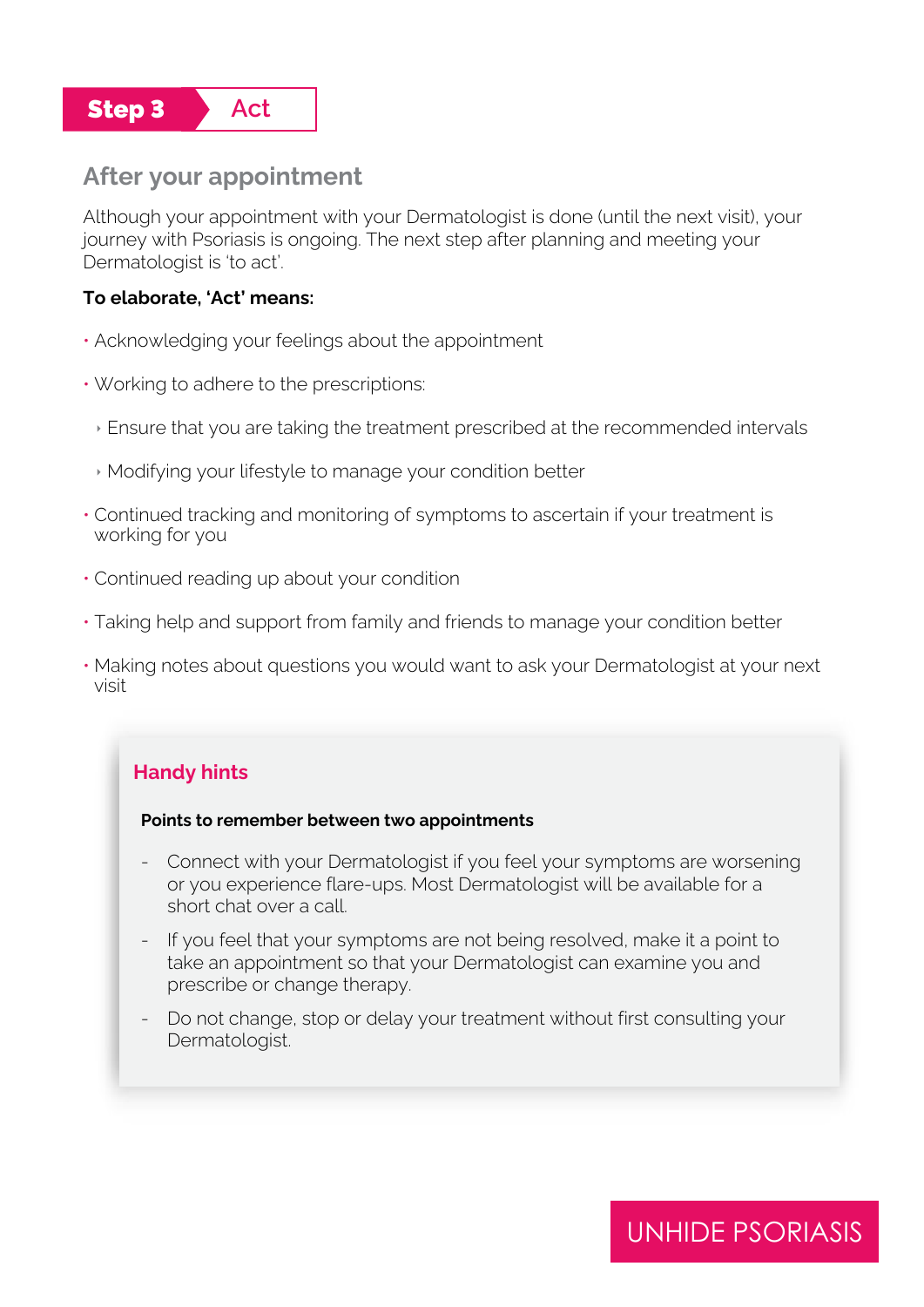**Step 3** Act

## After your appointment

Although your appointment with your Dermatologist is done (until the next visit), your journey with Psoriasis is ongoing. The next step after planning and meeting your Dermatologist is 'to act'.

**To elaborate, 'Act' means:**

- Acknowledging your feelings about the appointment
- Working to adhere to the prescriptions:
  - Ensure that you are taking the treatment prescribed at the recommended intervals
  - Modifying your lifestyle to manage your condition better
- Continued tracking and monitoring of symptoms to ascertain if your treatment is working for you
- Continued reading up about your condition
- Taking help and support from family and friends to manage your condition better
- Making notes about questions you would want to ask your Dermatologist at your next visit

### Handy hints

**Points to remember between two appointments**

- Connect with your Dermatologist if you feel your symptoms are worsening or you experience flare-ups. Most Dermatologist will be available for a short chat over a call.
- If you feel that your symptoms are not being resolved, make it a point to take an appointment so that your Dermatologist can examine you and prescribe or change therapy.
- Do not change, stop or delay your treatment without first consulting your Dermatologist.

UNHIDE PSORIASIS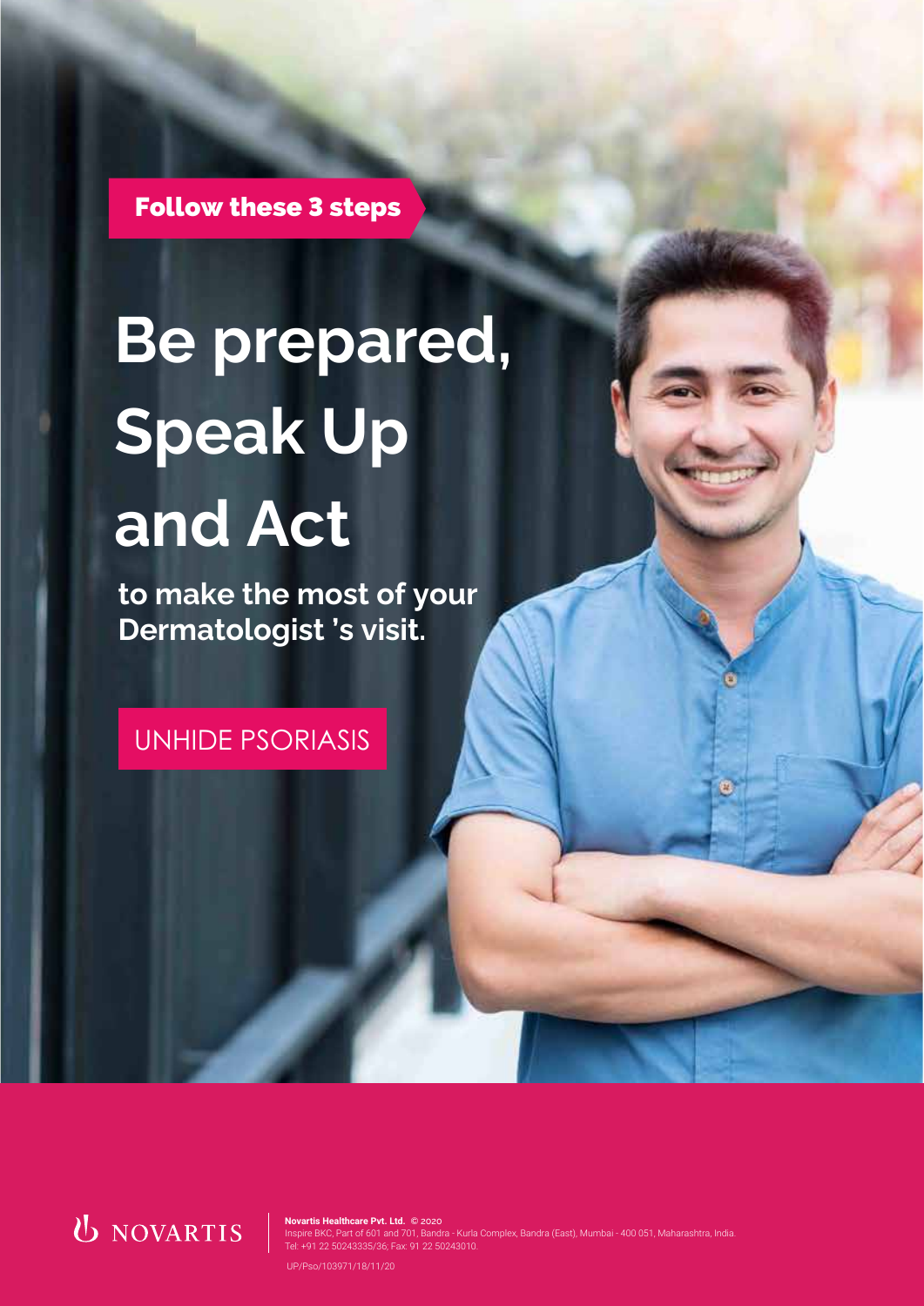Follow these 3 steps

# Be prepared, Speak Up and Act

**to make the most of your Dermatologist 's visit.**

UNHIDE PSORIASIS

NOVARTIS

**Novartis Healthcare Pvt. Ltd.** © 2020
Inspire BKC, Part of 601 and 701, Bandra - Kurla Complex, Bandra (East), Mumbai - 400 051, Maharashtra, India.
Tel: +91 22 50243335/36; Fax: 91 22 50243010.

UP/Pso/103971/18/11/20